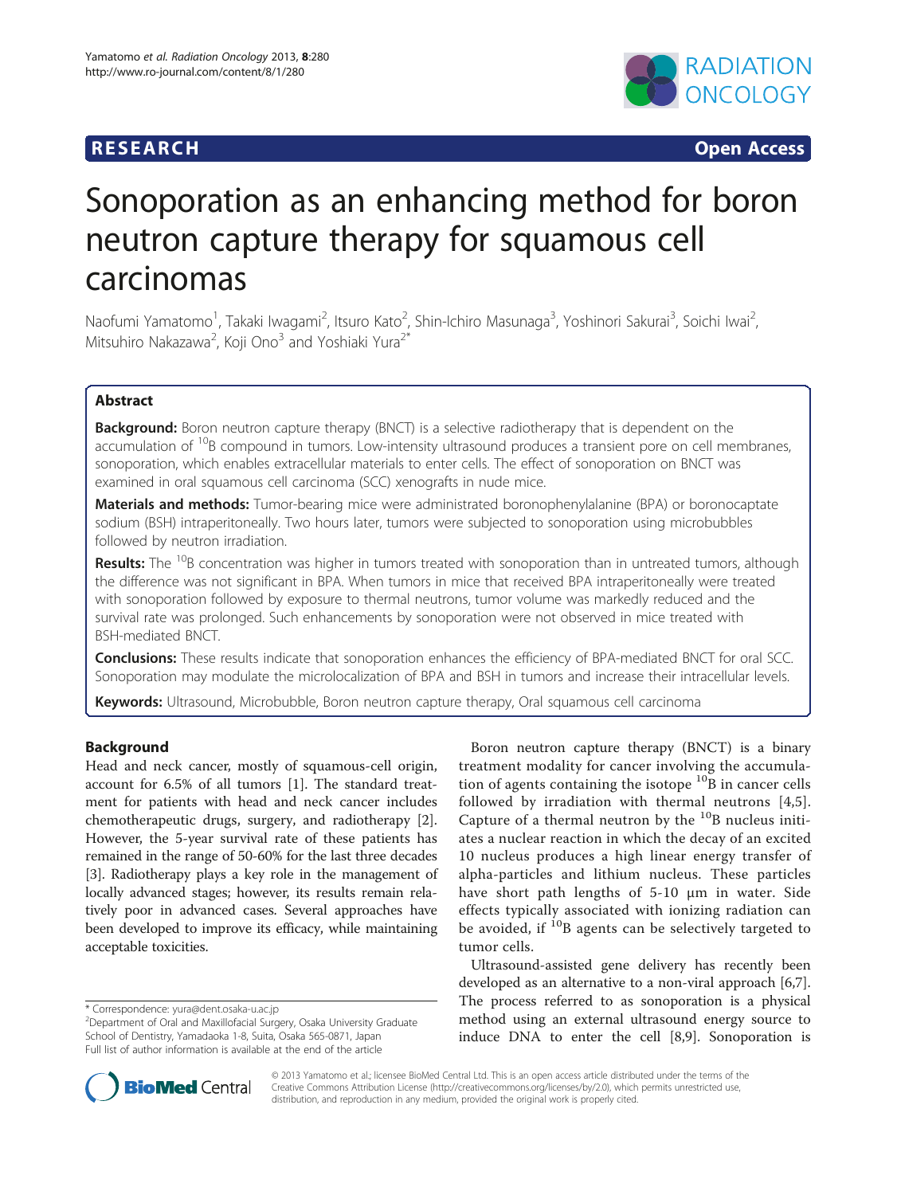RESEARCH Open Access

# Sonoporation as an enhancing method for boron neutron capture therapy for squamous cell carcinomas

Naofumi Yamatomo[1], Takaki Iwagami[2], Itsuro Kato[2], Shin-Ichiro Masunaga[3], Yoshinori Sakurai[3], Soichi Iwai[2], Mitsuhiro Nakazawa[2], Koji Ono[3] and Yoshiaki Yura[2*]

## Abstract

**Background:** Boron neutron capture therapy (BNCT) is a selective radiotherapy that is dependent on the accumulation of $^{10}B$ compound in tumors. Low-intensity ultrasound produces a transient pore on cell membranes, sonoporation, which enables extracellular materials to enter cells. The effect of sonoporation on BNCT was examined in oral squamous cell carcinoma (SCC) xenografts in nude mice.

**Materials and methods:** Tumor-bearing mice were administrated boronophenylalanine (BPA) or boronocaptate sodium (BSH) intraperitoneally. Two hours later, tumors were subjected to sonoporation using microbubbles followed by neutron irradiation.

**Results:** The $^{10}B$ concentration was higher in tumors treated with sonoporation than in untreated tumors, although the difference was not significant in BPA. When tumors in mice that received BPA intraperitoneally were treated with sonoporation followed by exposure to thermal neutrons, tumor volume was markedly reduced and the survival rate was prolonged. Such enhancements by sonoporation were not observed in mice treated with BSH-mediated BNCT.

**Conclusions:** These results indicate that sonoporation enhances the efficiency of BPA-mediated BNCT for oral SCC. Sonoporation may modulate the microlocalization of BPA and BSH in tumors and increase their intracellular levels.

**Keywords:** Ultrasound, Microbubble, Boron neutron capture therapy, Oral squamous cell carcinoma

## Background

Head and neck cancer, mostly of squamous-cell origin, account for 6.5% of all tumors [1]. The standard treatment for patients with head and neck cancer includes chemotherapeutic drugs, surgery, and radiotherapy [2]. However, the 5-year survival rate of these patients has remained in the range of 50-60% for the last three decades [3]. Radiotherapy plays a key role in the management of locally advanced stages; however, its results remain relatively poor in advanced cases. Several approaches have been developed to improve its efficacy, while maintaining acceptable toxicities.

Boron neutron capture therapy (BNCT) is a binary treatment modality for cancer involving the accumulation of agents containing the isotope $^{10}B$ in cancer cells followed by irradiation with thermal neutrons [4,5]. Capture of a thermal neutron by the $^{10}B$ nucleus initiates a nuclear reaction in which the decay of an excited 10 nucleus produces a high linear energy transfer of alpha-particles and lithium nucleus. These particles have short path lengths of 5-10 μm in water. Side effects typically associated with ionizing radiation can be avoided, if $^{10}B$ agents can be selectively targeted to tumor cells.

Ultrasound-assisted gene delivery has recently been developed as an alternative to a non-viral approach [6,7]. The process referred to as sonoporation is a physical method using an external ultrasound energy source to induce DNA to enter the cell [8,9]. Sonoporation is

\* Correspondence: yura@dent.osaka-u.ac.jp
[2]Department of Oral and Maxillofacial Surgery, Osaka University Graduate School of Dentistry, Yamadaoka 1-8, Suita, Osaka 565-0871, Japan
Full list of author information is available at the end of the article

© 2013 Yamatomo et al.; licensee BioMed Central Ltd. This is an open access article distributed under the terms of the Creative Commons Attribution License (http://creativecommons.org/licenses/by/2.0), which permits unrestricted use, distribution, and reproduction in any medium, provided the original work is properly cited.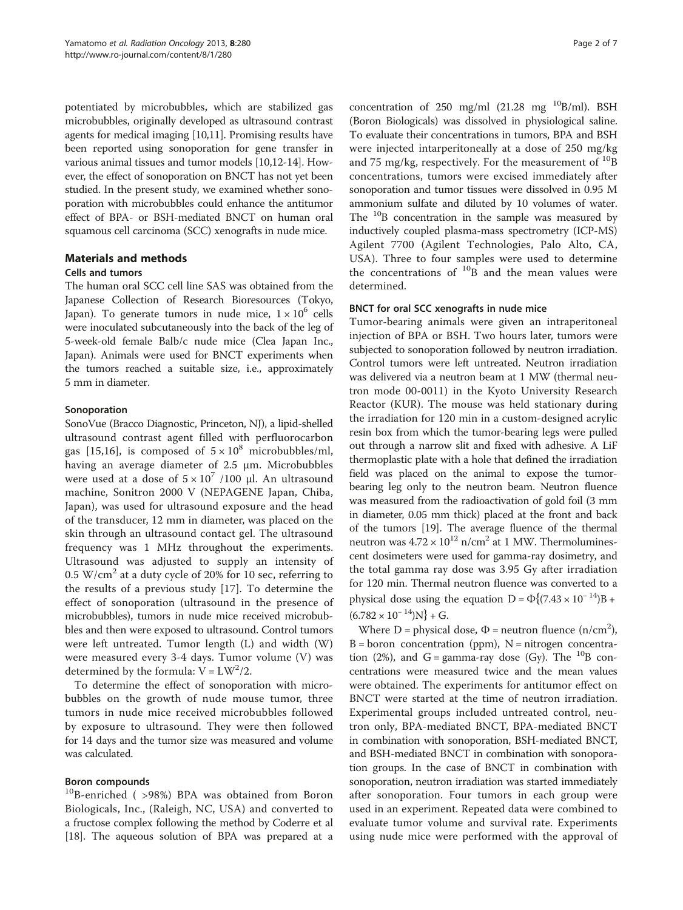potentiated by microbubbles, which are stabilized gas microbubbles, originally developed as ultrasound contrast agents for medical imaging [10,11]. Promising results have been reported using sonoporation for gene transfer in various animal tissues and tumor models [10,12-14]. However, the effect of sonoporation on BNCT has not yet been studied. In the present study, we examined whether sonoporation with microbubbles could enhance the antitumor effect of BPA- or BSH-mediated BNCT on human oral squamous cell carcinoma (SCC) xenografts in nude mice.

## Materials and methods

### Cells and tumors

The human oral SCC cell line SAS was obtained from the Japanese Collection of Research Bioresources (Tokyo, Japan). To generate tumors in nude mice, $1 \times 10^6$ cells were inoculated subcutaneously into the back of the leg of 5-week-old female Balb/c nude mice (Clea Japan Inc., Japan). Animals were used for BNCT experiments when the tumors reached a suitable size, i.e., approximately 5 mm in diameter.

### Sonoporation

SonoVue (Bracco Diagnostic, Princeton, NJ), a lipid-shelled ultrasound contrast agent filled with perfluorocarbon gas [15,16], is composed of $5 \times 10^8$ microbubbles/ml, having an average diameter of 2.5 μm. Microbubbles were used at a dose of $5 \times 10^7$ /100 μl. An ultrasound machine, Sonitron 2000 V (NEPAGENE Japan, Chiba, Japan), was used for ultrasound exposure and the head of the transducer, 12 mm in diameter, was placed on the skin through an ultrasound contact gel. The ultrasound frequency was 1 MHz throughout the experiments. Ultrasound was adjusted to supply an intensity of 0.5 $W/cm^2$ at a duty cycle of 20% for 10 sec, referring to the results of a previous study [17]. To determine the effect of sonoporation (ultrasound in the presence of microbubbles), tumors in nude mice received microbubbles and then were exposed to ultrasound. Control tumors were left untreated. Tumor length (L) and width (W) were measured every 3-4 days. Tumor volume (V) was determined by the formula: $V = LW^2/2$.

To determine the effect of sonoporation with microbubbles on the growth of nude mouse tumor, three tumors in nude mice received microbubbles followed by exposure to ultrasound. They were then followed for 14 days and the tumor size was measured and volume was calculated.

### Boron compounds

$^{10}$B-enriched ( >98%) BPA was obtained from Boron Biologicals, Inc., (Raleigh, NC, USA) and converted to a fructose complex following the method by Coderre et al [18]. The aqueous solution of BPA was prepared at a concentration of 250 mg/ml (21.28 mg $^{10}$B/ml). BSH (Boron Biologicals) was dissolved in physiological saline. To evaluate their concentrations in tumors, BPA and BSH were injected intarperitoneally at a dose of 250 mg/kg and 75 mg/kg, respectively. For the measurement of $^{10}$B concentrations, tumors were excised immediately after sonoporation and tumor tissues were dissolved in 0.95 M ammonium sulfate and diluted by 10 volumes of water. The $^{10}$B concentration in the sample was measured by inductively coupled plasma-mass spectrometry (ICP-MS) Agilent 7700 (Agilent Technologies, Palo Alto, CA, USA). Three to four samples were used to determine the concentrations of $^{10}$B and the mean values were determined.

### BNCT for oral SCC xenografts in nude mice

Tumor-bearing animals were given an intraperitoneal injection of BPA or BSH. Two hours later, tumors were subjected to sonoporation followed by neutron irradiation. Control tumors were left untreated. Neutron irradiation was delivered via a neutron beam at 1 MW (thermal neutron mode 00-0011) in the Kyoto University Research Reactor (KUR). The mouse was held stationary during the irradiation for 120 min in a custom-designed acrylic resin box from which the tumor-bearing legs were pulled out through a narrow slit and fixed with adhesive. A LiF thermoplastic plate with a hole that defined the irradiation field was placed on the animal to expose the tumor-bearing leg only to the neutron beam. Neutron fluence was measured from the radioactivation of gold foil (3 mm in diameter, 0.05 mm thick) placed at the front and back of the tumors [19]. The average fluence of the thermal neutron was $4.72 \times 10^{12}$ n/cm$^2$ at 1 MW. Thermoluminescent dosimeters were used for gamma-ray dosimetry, and the total gamma ray dose was 3.95 Gy after irradiation for 120 min. Thermal neutron fluence was converted to a physical dose using the equation $D = \Phi\{(7.43 \times 10^{-14})B + (6.782 \times 10^{-14})N\} + G$.

Where D = physical dose, $\Phi$ = neutron fluence (n/cm$^2$), B = boron concentration (ppm), N = nitrogen concentration (2%), and G = gamma-ray dose (Gy). The $^{10}$B concentrations were measured twice and the mean values were obtained. The experiments for antitumor effect on BNCT were started at the time of neutron irradiation. Experimental groups included untreated control, neutron only, BPA-mediated BNCT, BPA-mediated BNCT in combination with sonoporation, BSH-mediated BNCT, and BSH-mediated BNCT in combination with sonoporation groups. In the case of BNCT in combination with sonoporation, neutron irradiation was started immediately after sonoporation. Four tumors in each group were used in an experiment. Repeated data were combined to evaluate tumor volume and survival rate. Experiments using nude mice were performed with the approval of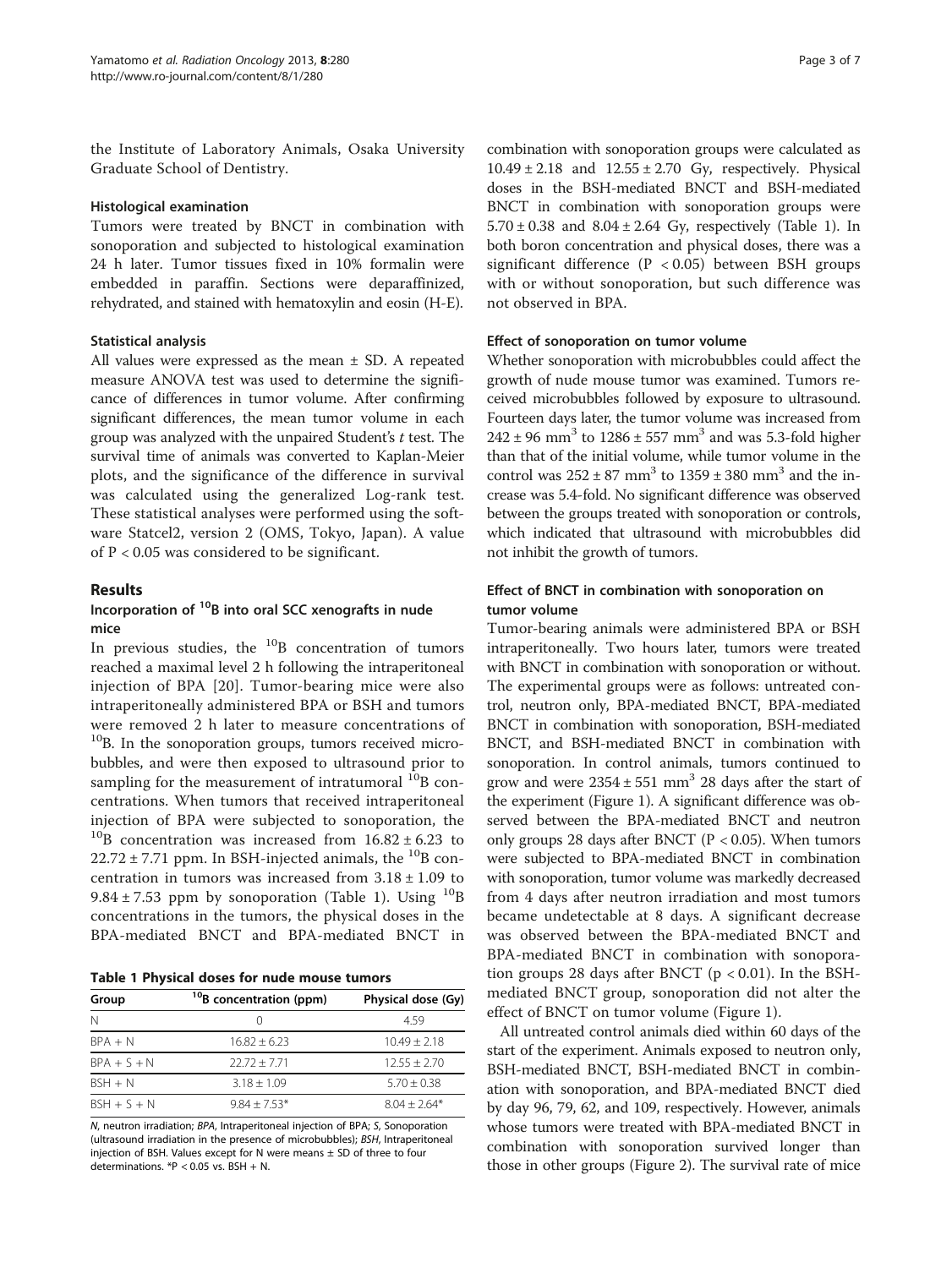the Institute of Laboratory Animals, Osaka University Graduate School of Dentistry.

#### Histological examination

Tumors were treated by BNCT in combination with sonoporation and subjected to histological examination 24 h later. Tumor tissues fixed in 10% formalin were embedded in paraffin. Sections were deparaffinized, rehydrated, and stained with hematoxylin and eosin (H-E).

#### Statistical analysis

All values were expressed as the mean ± SD. A repeated measure ANOVA test was used to determine the significance of differences in tumor volume. After confirming significant differences, the mean tumor volume in each group was analyzed with the unpaired Student's *t* test. The survival time of animals was converted to Kaplan-Meier plots, and the significance of the difference in survival was calculated using the generalized Log-rank test. These statistical analyses were performed using the software Statcel2, version 2 (OMS, Tokyo, Japan). A value of $P < 0.05$ was considered to be significant.

## Results

### Incorporation of $^{10}B$ into oral SCC xenografts in nude mice

In previous studies, the $^{10}B$ concentration of tumors reached a maximal level 2 h following the intraperitoneal injection of BPA [20]. Tumor-bearing mice were also intraperitoneally administered BPA or BSH and tumors were removed 2 h later to measure concentrations of $^{10}B$. In the sonoporation groups, tumors received microbubbles, and were then exposed to ultrasound prior to sampling for the measurement of intratumoral $^{10}B$ concentrations. When tumors that received intraperitoneal injection of BPA were subjected to sonoporation, the $^{10}B$ concentration was increased from 16.82 ± 6.23 to 22.72 ± 7.71 ppm. In BSH-injected animals, the $^{10}B$ concentration in tumors was increased from 3.18 ± 1.09 to 9.84 ± 7.53 ppm by sonoporation (Table 1). Using $^{10}B$ concentrations in the tumors, the physical doses in the BPA-mediated BNCT and BPA-mediated BNCT in combination with sonoporation groups were calculated as 10.49 ± 2.18 and 12.55 ± 2.70 Gy, respectively. Physical doses in the BSH-mediated BNCT and BSH-mediated BNCT in combination with sonoporation groups were 5.70 ± 0.38 and 8.04 ± 2.64 Gy, respectively (Table 1). In both boron concentration and physical doses, there was a significant difference ($P < 0.05$) between BSH groups with or without sonoporation, but such difference was not observed in BPA.

**Table 1 Physical doses for nude mouse tumors**

| Group | $^{10}B$ concentration (ppm) | Physical dose (Gy) |
|---|---|---|
| N | 0 | 4.59 |
| BPA + N | 16.82 ± 6.23 | 10.49 ± 2.18 |
| BPA + S + N | 22.72 ± 7.71 | 12.55 ± 2.70 |
| BSH + N | 3.18 ± 1.09 | 5.70 ± 0.38 |
| BSH + S + N | 9.84 ± 7.53* | 8.04 ± 2.64* |

*N*, neutron irradiation; *BPA*, Intraperitoneal injection of BPA; *S*, Sonoporation (ultrasound irradiation in the presence of microbubbles); *BSH*, Intraperitoneal injection of BSH. Values except for N were means ± SD of three to four determinations. *$P < 0.05$ vs. BSH + N.

### Effect of sonoporation on tumor volume

Whether sonoporation with microbubbles could affect the growth of nude mouse tumor was examined. Tumors received microbubbles followed by exposure to ultrasound. Fourteen days later, the tumor volume was increased from 242 ± 96 $mm^3$ to 1286 ± 557 $mm^3$ and was 5.3-fold higher than that of the initial volume, while tumor volume in the control was 252 ± 87 $mm^3$ to 1359 ± 380 $mm^3$ and the increase was 5.4-fold. No significant difference was observed between the groups treated with sonoporation or controls, which indicated that ultrasound with microbubbles did not inhibit the growth of tumors.

### Effect of BNCT in combination with sonoporation on tumor volume

Tumor-bearing animals were administered BPA or BSH intraperitoneally. Two hours later, tumors were treated with BNCT in combination with sonoporation or without. The experimental groups were as follows: untreated control, neutron only, BPA-mediated BNCT, BPA-mediated BNCT in combination with sonoporation, BSH-mediated BNCT, and BSH-mediated BNCT in combination with sonoporation. In control animals, tumors continued to grow and were 2354 ± 551 $mm^3$ 28 days after the start of the experiment (Figure 1). A significant difference was observed between the BPA-mediated BNCT and neutron only groups 28 days after BNCT ($P < 0.05$). When tumors were subjected to BPA-mediated BNCT in combination with sonoporation, tumor volume was markedly decreased from 4 days after neutron irradiation and most tumors became undetectable at 8 days. A significant decrease was observed between the BPA-mediated BNCT and BPA-mediated BNCT in combination with sonoporation groups 28 days after BNCT ($p < 0.01$). In the BSH-mediated BNCT group, sonoporation did not alter the effect of BNCT on tumor volume (Figure 1).

All untreated control animals died within 60 days of the start of the experiment. Animals exposed to neutron only, BSH-mediated BNCT, BSH-mediated BNCT in combination with sonoporation, and BPA-mediated BNCT died by day 96, 79, 62, and 109, respectively. However, animals whose tumors were treated with BPA-mediated BNCT in combination with sonoporation survived longer than those in other groups (Figure 2). The survival rate of mice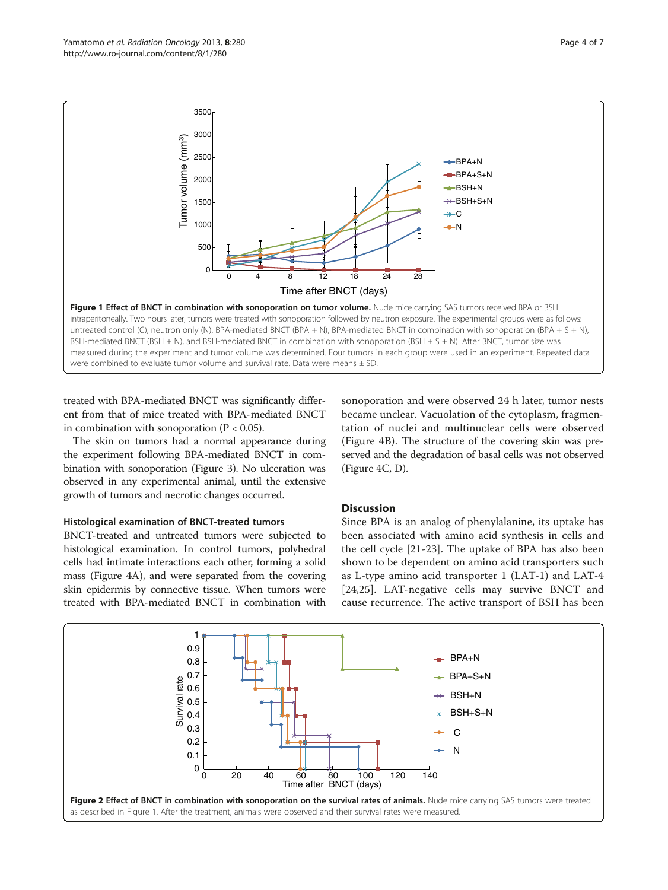**Figure 1 Effect of BNCT in combination with sonoporation on tumor volume.** Nude mice carrying SAS tumors received BPA or BSH intraperitoneally. Two hours later, tumors were treated with sonoporation followed by neutron exposure. The experimental groups were as follows: untreated control (C), neutron only (N), BPA-mediated BNCT (BPA + N), BPA-mediated BNCT in combination with sonoporation (BPA + S + N), BSH-mediated BNCT (BSH + N), and BSH-mediated BNCT in combination with sonoporation (BSH + S + N). After BNCT, tumor size was measured during the experiment and tumor volume was determined. Four tumors in each group were used in an experiment. Repeated data were combined to evaluate tumor volume and survival rate. Data were means ± SD.

treated with BPA-mediated BNCT was significantly different from that of mice treated with BPA-mediated BNCT in combination with sonoporation ($P < 0.05$).

The skin on tumors had a normal appearance during the experiment following BPA-mediated BNCT in combination with sonoporation (Figure 3). No ulceration was observed in any experimental animal, until the extensive growth of tumors and necrotic changes occurred.

### Histological examination of BNCT-treated tumors

BNCT-treated and untreated tumors were subjected to histological examination. In control tumors, polyhedral cells had intimate interactions each other, forming a solid mass (Figure 4A), and were separated from the covering skin epidermis by connective tissue. When tumors were treated with BPA-mediated BNCT in combination with sonoporation and were observed 24 h later, tumor nests became unclear. Vacuolation of the cytoplasm, fragmentation of nuclei and multinuclear cells were observed (Figure 4B). The structure of the covering skin was preserved and the degradation of basal cells was not observed (Figure 4C, D).

## Discussion

Since BPA is an analog of phenylalanine, its uptake has been associated with amino acid synthesis in cells and the cell cycle [21-23]. The uptake of BPA has also been shown to be dependent on amino acid transporters such as L-type amino acid transporter 1 (LAT-1) and LAT-4 [24,25]. LAT-negative cells may survive BNCT and cause recurrence. The active transport of BSH has been

**Figure 2 Effect of BNCT in combination with sonoporation on the survival rates of animals.** Nude mice carrying SAS tumors were treated as described in Figure 1. After the treatment, animals were observed and their survival rates were measured.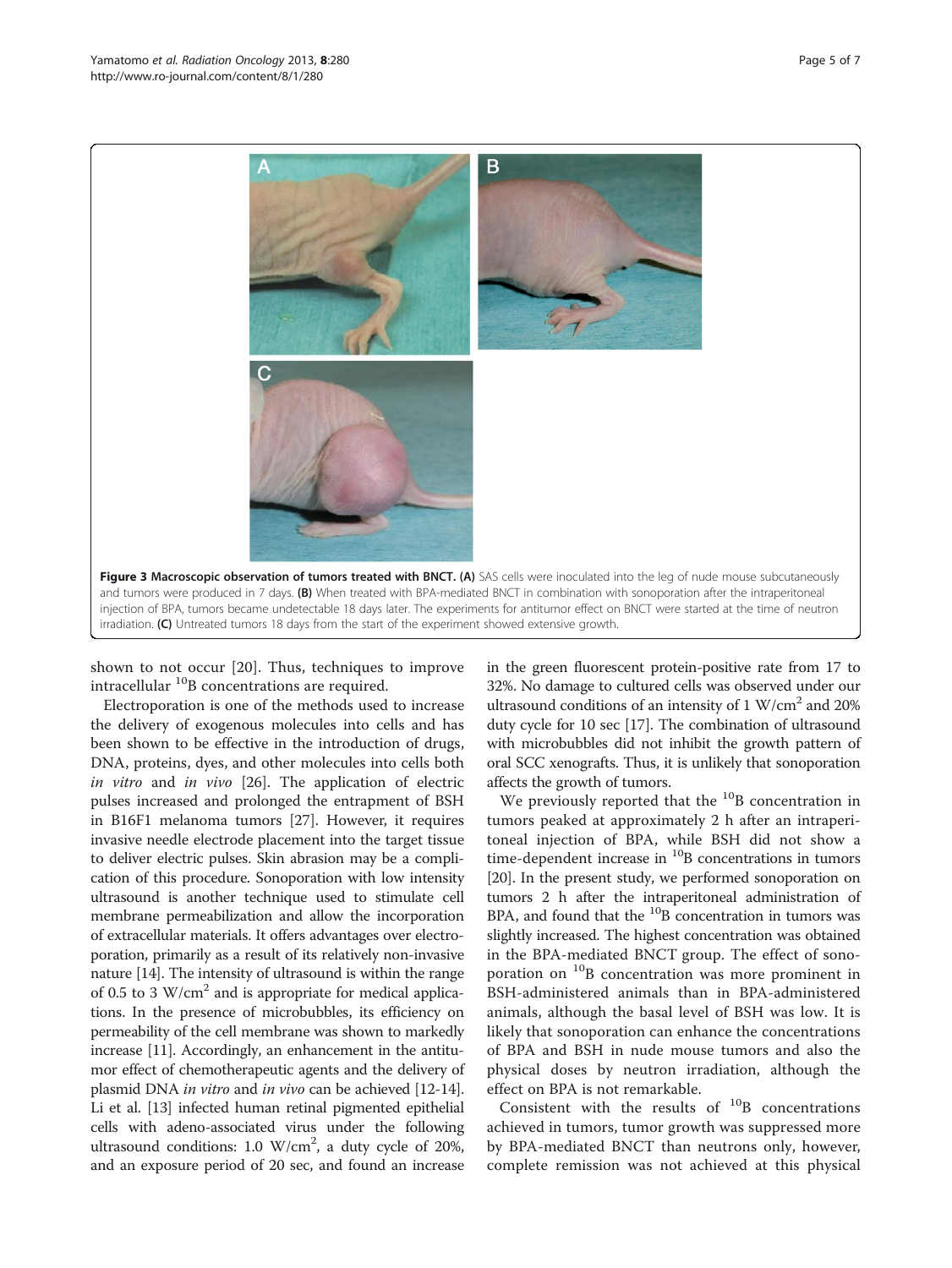**Figure 3 Macroscopic observation of tumors treated with BNCT. (A)** SAS cells were inoculated into the leg of nude mouse subcutaneously and tumors were produced in 7 days. **(B)** When treated with BPA-mediated BNCT in combination with sonoporation after the intraperitoneal injection of BPA, tumors became undetectable 18 days later. The experiments for antitumor effect on BNCT were started at the time of neutron irradiation. **(C)** Untreated tumors 18 days from the start of the experiment showed extensive growth.

shown to not occur [20]. Thus, techniques to improve intracellular $^{10}$B concentrations are required.

Electroporation is one of the methods used to increase the delivery of exogenous molecules into cells and has been shown to be effective in the introduction of drugs, DNA, proteins, dyes, and other molecules into cells both *in vitro* and *in vivo* [26]. The application of electric pulses increased and prolonged the entrapment of BSH in B16F1 melanoma tumors [27]. However, it requires invasive needle electrode placement into the target tissue to deliver electric pulses. Skin abrasion may be a complication of this procedure. Sonoporation with low intensity ultrasound is another technique used to stimulate cell membrane permeabilization and allow the incorporation of extracellular materials. It offers advantages over electroporation, primarily as a result of its relatively non-invasive nature [14]. The intensity of ultrasound is within the range of 0.5 to 3 W/cm$^2$ and is appropriate for medical applications. In the presence of microbubbles, its efficiency on permeability of the cell membrane was shown to markedly increase [11]. Accordingly, an enhancement in the antitumor effect of chemotherapeutic agents and the delivery of plasmid DNA *in vitro* and *in vivo* can be achieved [12-14]. Li et al. [13] infected human retinal pigmented epithelial cells with adeno-associated virus under the following ultrasound conditions: 1.0 W/cm$^2$, a duty cycle of 20%, and an exposure period of 20 sec, and found an increase in the green fluorescent protein-positive rate from 17 to 32%. No damage to cultured cells was observed under our ultrasound conditions of an intensity of 1 W/cm$^2$ and 20% duty cycle for 10 sec [17]. The combination of ultrasound with microbubbles did not inhibit the growth pattern of oral SCC xenografts. Thus, it is unlikely that sonoporation affects the growth of tumors.

We previously reported that the $^{10}$B concentration in tumors peaked at approximately 2 h after an intraperitoneal injection of BPA, while BSH did not show a time-dependent increase in $^{10}$B concentrations in tumors [20]. In the present study, we performed sonoporation on tumors 2 h after the intraperitoneal administration of BPA, and found that the $^{10}$B concentration in tumors was slightly increased. The highest concentration was obtained in the BPA-mediated BNCT group. The effect of sonoporation on $^{10}$B concentration was more prominent in BSH-administered animals than in BPA-administered animals, although the basal level of BSH was low. It is likely that sonoporation can enhance the concentrations of BPA and BSH in nude mouse tumors and also the physical doses by neutron irradiation, although the effect on BPA is not remarkable.

Consistent with the results of $^{10}$B concentrations achieved in tumors, tumor growth was suppressed more by BPA-mediated BNCT than neutrons only, however, complete remission was not achieved at this physical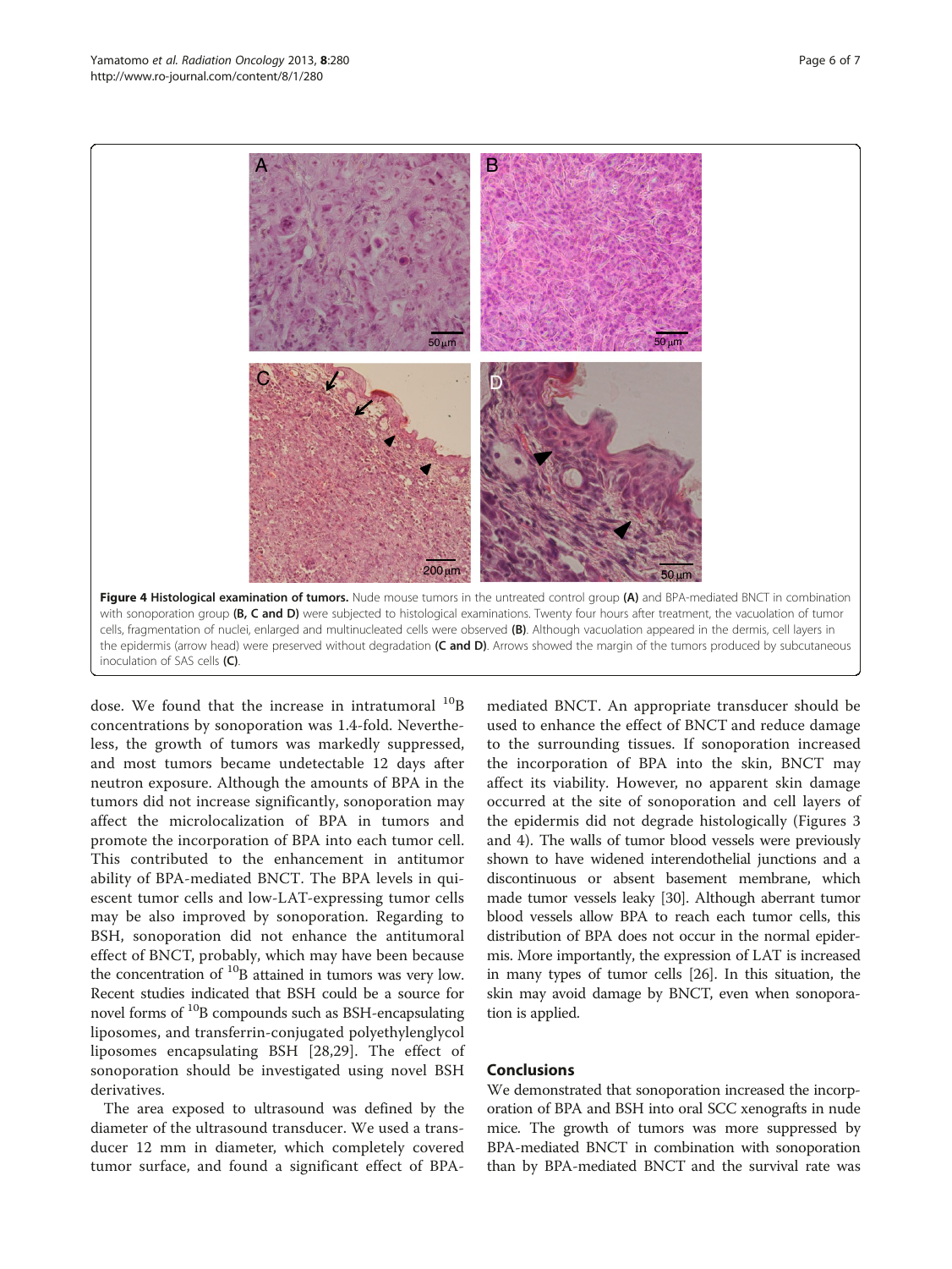**Figure 4 Histological examination of tumors.** Nude mouse tumors in the untreated control group **(A)** and BPA-mediated BNCT in combination with sonoporation group **(B, C and D)** were subjected to histological examinations. Twenty four hours after treatment, the vacuolation of tumor cells, fragmentation of nuclei, enlarged and multinucleated cells were observed **(B)**. Although vacuolation appeared in the dermis, cell layers in the epidermis (arrow head) were preserved without degradation **(C and D)**. Arrows showed the margin of the tumors produced by subcutaneous inoculation of SAS cells **(C)**.

dose. We found that the increase in intratumoral $^{10}$B concentrations by sonoporation was 1.4-fold. Nevertheless, the growth of tumors was markedly suppressed, and most tumors became undetectable 12 days after neutron exposure. Although the amounts of BPA in the tumors did not increase significantly, sonoporation may affect the microlocalization of BPA in tumors and promote the incorporation of BPA into each tumor cell. This contributed to the enhancement in antitumor ability of BPA-mediated BNCT. The BPA levels in quiescent tumor cells and low-LAT-expressing tumor cells may be also improved by sonoporation. Regarding to BSH, sonoporation did not enhance the antitumoral effect of BNCT, probably, which may have been because the concentration of $^{10}$B attained in tumors was very low. Recent studies indicated that BSH could be a source for novel forms of $^{10}$B compounds such as BSH-encapsulating liposomes, and transferrin-conjugated polyethylenglycol liposomes encapsulating BSH [28,29]. The effect of sonoporation should be investigated using novel BSH derivatives.

The area exposed to ultrasound was defined by the diameter of the ultrasound transducer. We used a transducer 12 mm in diameter, which completely covered tumor surface, and found a significant effect of BPA-mediated BNCT. An appropriate transducer should be used to enhance the effect of BNCT and reduce damage to the surrounding tissues. If sonoporation increased the incorporation of BPA into the skin, BNCT may affect its viability. However, no apparent skin damage occurred at the site of sonoporation and cell layers of the epidermis did not degrade histologically (Figures 3 and 4). The walls of tumor blood vessels were previously shown to have widened interendothelial junctions and a discontinuous or absent basement membrane, which made tumor vessels leaky [30]. Although aberrant tumor blood vessels allow BPA to reach each tumor cells, this distribution of BPA does not occur in the normal epidermis. More importantly, the expression of LAT is increased in many types of tumor cells [26]. In this situation, the skin may avoid damage by BNCT, even when sonoporation is applied.

## Conclusions

We demonstrated that sonoporation increased the incorporation of BPA and BSH into oral SCC xenografts in nude mice. The growth of tumors was more suppressed by BPA-mediated BNCT in combination with sonoporation than by BPA-mediated BNCT and the survival rate was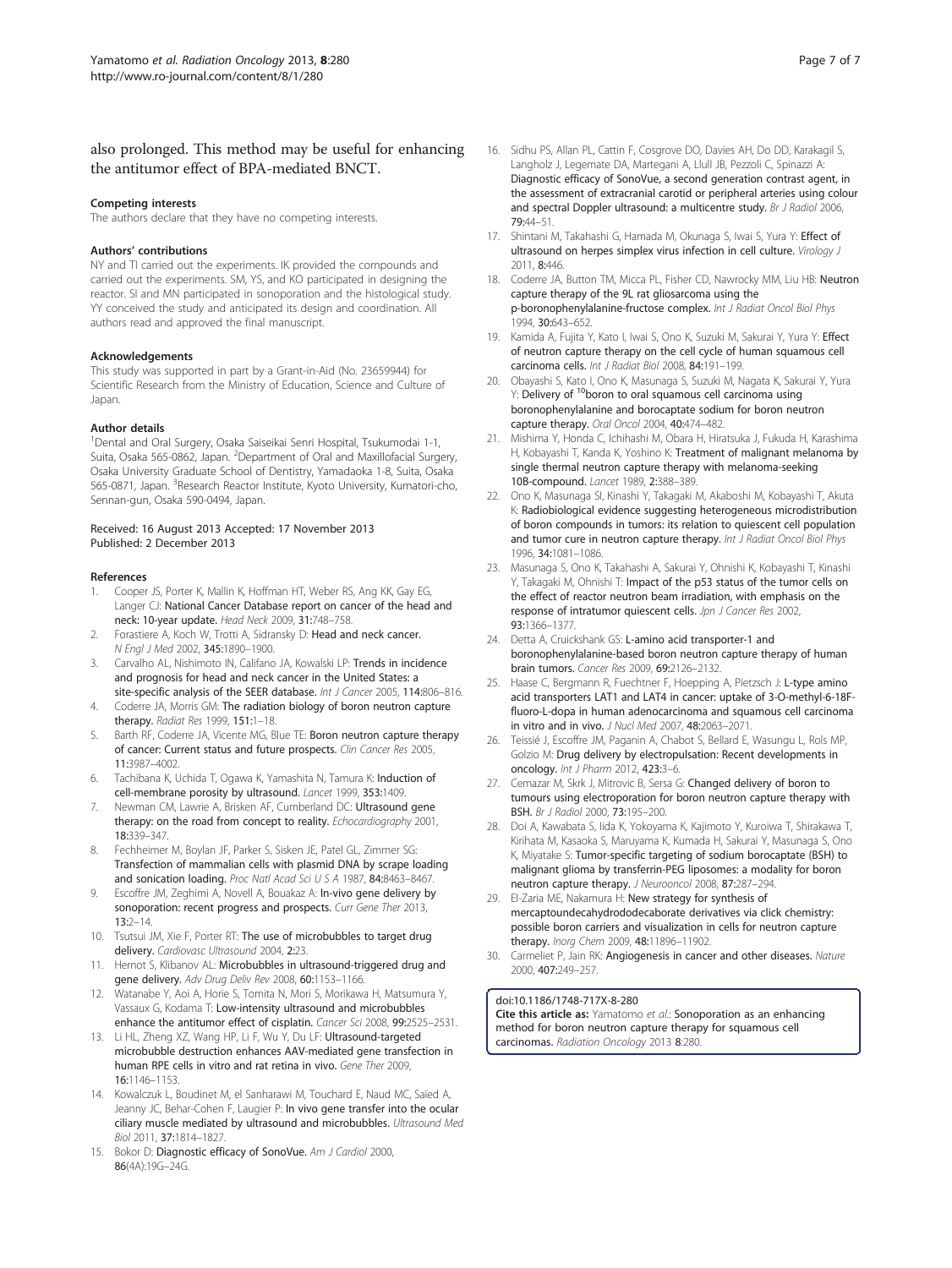also prolonged. This method may be useful for enhancing the antitumor effect of BPA-mediated BNCT.

#### Competing interests

The authors declare that they have no competing interests.

#### Authors' contributions

NY and TI carried out the experiments. IK provided the compounds and carried out the experiments. SM, YS, and KO participated in designing the reactor. SI and MN participated in sonoporation and the histological study. YY conceived the study and anticipated its design and coordination. All authors read and approved the final manuscript.

#### Acknowledgements

This study was supported in part by a Grant-in-Aid (No. 23659944) for Scientific Research from the Ministry of Education, Science and Culture of Japan.

#### Author details

[1]Dental and Oral Surgery, Osaka Saiseikai Senri Hospital, Tsukumodai 1-1, Suita, Osaka 565-0862, Japan. [2]Department of Oral and Maxillofacial Surgery, Osaka University Graduate School of Dentistry, Yamadaoka 1-8, Suita, Osaka 565-0871, Japan. [3]Research Reactor Institute, Kyoto University, Kumatori-cho, Sennan-gun, Osaka 590-0494, Japan.

Received: 16 August 2013 Accepted: 17 November 2013
Published: 2 December 2013

#### References

1. Cooper JS, Porter K, Mallin K, Hoffman HT, Weber RS, Ang KK, Gay EG, Langer CJ: **National Cancer Database report on cancer of the head and neck: 10-year update.** *Head Neck* 2009, **31:**748–758.
2. Forastiere A, Koch W, Trotti A, Sidransky D: **Head and neck cancer.** *N Engl J Med* 2002, **345:**1890–1900.
3. Carvalho AL, Nishimoto IN, Califano JA, Kowalski LP: **Trends in incidence and prognosis for head and neck cancer in the United States: a site-specific analysis of the SEER database.** *Int J Cancer* 2005, **114:**806–816.
4. Coderre JA, Morris GM: **The radiation biology of boron neutron capture therapy.** *Radiat Res* 1999, **151:**1–18.
5. Barth RF, Coderre JA, Vicente MG, Blue TE: **Boron neutron capture therapy of cancer: Current status and future prospects.** *Clin Cancer Res* 2005, **11:**3987–4002.
6. Tachibana K, Uchida T, Ogawa K, Yamashita N, Tamura K: **Induction of cell-membrane porosity by ultrasound.** *Lancet* 1999, **353:**1409.
7. Newman CM, Lawrie A, Brisken AF, Cumberland DC: **Ultrasound gene therapy: on the road from concept to reality.** *Echocardiography* 2001, **18:**339–347.
8. Fechheimer M, Boylan JF, Parker S, Sisken JE, Patel GL, Zimmer SG: **Transfection of mammalian cells with plasmid DNA by scrape loading and sonication loading.** *Proc Natl Acad Sci U S A* 1987, **84:**8463–8467.
9. Escoffre JM, Zeghimi A, Novell A, Bouakaz A: **In-vivo gene delivery by sonoporation: recent progress and prospects.** *Curr Gene Ther* 2013, **13:**2–14.
10. Tsutsui JM, Xie F, Porter RT: **The use of microbubbles to target drug delivery.** *Cardiovasc Ultrasound* 2004, **2:**23.
11. Hernot S, Klibanov AL: **Microbubbles in ultrasound-triggered drug and gene delivery.** *Adv Drug Deliv Rev* 2008, **60:**1153–1166.
12. Watanabe Y, Aoi A, Horie S, Tomita N, Mori S, Morikawa H, Matsumura Y, Vassaux G, Kodama T: **Low-intensity ultrasound and microbubbles enhance the antitumor effect of cisplatin.** *Cancer Sci* 2008, **99:**2525–2531.
13. Li HL, Zheng XZ, Wang HP, Li F, Wu Y, Du LF: **Ultrasound-targeted microbubble destruction enhances AAV-mediated gene transfection in human RPE cells in vitro and rat retina in vivo.** *Gene Ther* 2009, **16:**1146–1153.
14. Kowalczuk L, Boudinet M, el Sanharawi M, Touchard E, Naud MC, Saïed A, Jeanny JC, Behar-Cohen F, Laugier P: **In vivo gene transfer into the ocular ciliary muscle mediated by ultrasound and microbubbles.** *Ultrasound Med Biol* 2011, **37:**1814–1827.
15. Bokor D: **Diagnostic efficacy of SonoVue.** *Am J Cardiol* 2000, **86**(4A):19G–24G.
16. Sidhu PS, Allan PL, Cattin F, Cosgrove DO, Davies AH, Do DD, Karakagil S, Langholz J, Legemate DA, Martegani A, Llull JB, Pezzoli C, Spinazzi A: **Diagnostic efficacy of SonoVue, a second generation contrast agent, in the assessment of extracranial carotid or peripheral arteries using colour and spectral Doppler ultrasound: a multicentre study.** *Br J Radiol* 2006, **79:**44–51.
17. Shintani M, Takahashi G, Hamada M, Okunaga S, Iwai S, Yura Y: **Effect of ultrasound on herpes simplex virus infection in cell culture.** *Virology J* 2011, **8:**446.
18. Coderre JA, Button TM, Micca PL, Fisher CD, Nawrocky MM, Liu HB: **Neutron capture therapy of the 9L rat gliosarcoma using the p-boronophenylalanine-fructose complex.** *Int J Radiat Oncol Biol Phys* 1994, **30:**643–652.
19. Kamida A, Fujita Y, Kato I, Iwai S, Ono K, Suzuki M, Sakurai Y, Yura Y: **Effect of neutron capture therapy on the cell cycle of human squamous cell carcinoma cells.** *Int J Radiat Biol* 2008, **84:**191–199.
20. Obayashi S, Kato I, Ono K, Masunaga S, Suzuki M, Nagata K, Sakurai Y, Yura Y: **Delivery of $^{10}$boron to oral squamous cell carcinoma using boronophenylalanine and borocaptate sodium for boron neutron capture therapy.** *Oral Oncol* 2004, **40:**474–482.
21. Mishima Y, Honda C, Ichihashi M, Obara H, Hiratsuka J, Fukuda H, Karashima H, Kobayashi T, Kanda K, Yoshino K: **Treatment of malignant melanoma by single thermal neutron capture therapy with melanoma-seeking 10B-compound.** *Lancet* 1989, **2:**388–389.
22. Ono K, Masunaga SI, Kinashi Y, Takagaki M, Akaboshi M, Kobayashi T, Akuta K: **Radiobiological evidence suggesting heterogeneous microdistribution of boron compounds in tumors: its relation to quiescent cell population and tumor cure in neutron capture therapy.** *Int J Radiat Oncol Biol Phys* 1996, **34:**1081–1086.
23. Masunaga S, Ono K, Takahashi A, Sakurai Y, Ohnishi K, Kobayashi T, Kinashi Y, Takagaki M, Ohnishi T: **Impact of the p53 status of the tumor cells on the effect of reactor neutron beam irradiation, with emphasis on the response of intratumor quiescent cells.** *Jpn J Cancer Res* 2002, **93:**1366–1377.
24. Detta A, Cruickshank GS: **L-amino acid transporter-1 and boronophenylalanine-based boron neutron capture therapy of human brain tumors.** *Cancer Res* 2009, **69:**2126–2132.
25. Haase C, Bergmann R, Fuechtner F, Hoepping A, Pietzsch J: **L-type amino acid transporters LAT1 and LAT4 in cancer: uptake of 3-O-methyl-6-18F-fluoro-L-dopa in human adenocarcinoma and squamous cell carcinoma in vitro and in vivo.** *J Nucl Med* 2007, **48:**2063–2071.
26. Teissié J, Escoffre JM, Paganin A, Chabot S, Bellard E, Wasungu L, Rols MP, Golzio M: **Drug delivery by electropulsation: Recent developments in oncology.** *Int J Pharm* 2012, **423:**3–6.
27. Cemazar M, Skrk J, Mitrovic B, Sersa G: **Changed delivery of boron to tumours using electroporation for boron neutron capture therapy with BSH.** *Br J Radiol* 2000, **73:**195–200.
28. Doi A, Kawabata S, Iida K, Yokoyama K, Kajimoto Y, Kuroiwa T, Shirakawa T, Kirihata M, Kasaoka S, Maruyama K, Kumada H, Sakurai Y, Masunaga S, Ono K, Miyatake S: **Tumor-specific targeting of sodium borocaptate (BSH) to malignant glioma by transferrin-PEG liposomes: a modality for boron neutron capture therapy.** *J Neurooncol* 2008, **87:**287–294.
29. El-Zaria ME, Nakamura H: **New strategy for synthesis of mercaptoundecahydrododecaborate derivatives via click chemistry: possible boron carriers and visualization in cells for neutron capture therapy.** *Inorg Chem* 2009, **48:**11896–11902.
30. Carmeliet P, Jain RK: **Angiogenesis in cancer and other diseases.** *Nature* 2000, **407:**249–257.

doi:10.1186/1748-717X-8-280
**Cite this article as:** Yamatomo *et al.*: Sonoporation as an enhancing method for boron neutron capture therapy for squamous cell carcinomas. *Radiation Oncology* 2013 **8**:280.